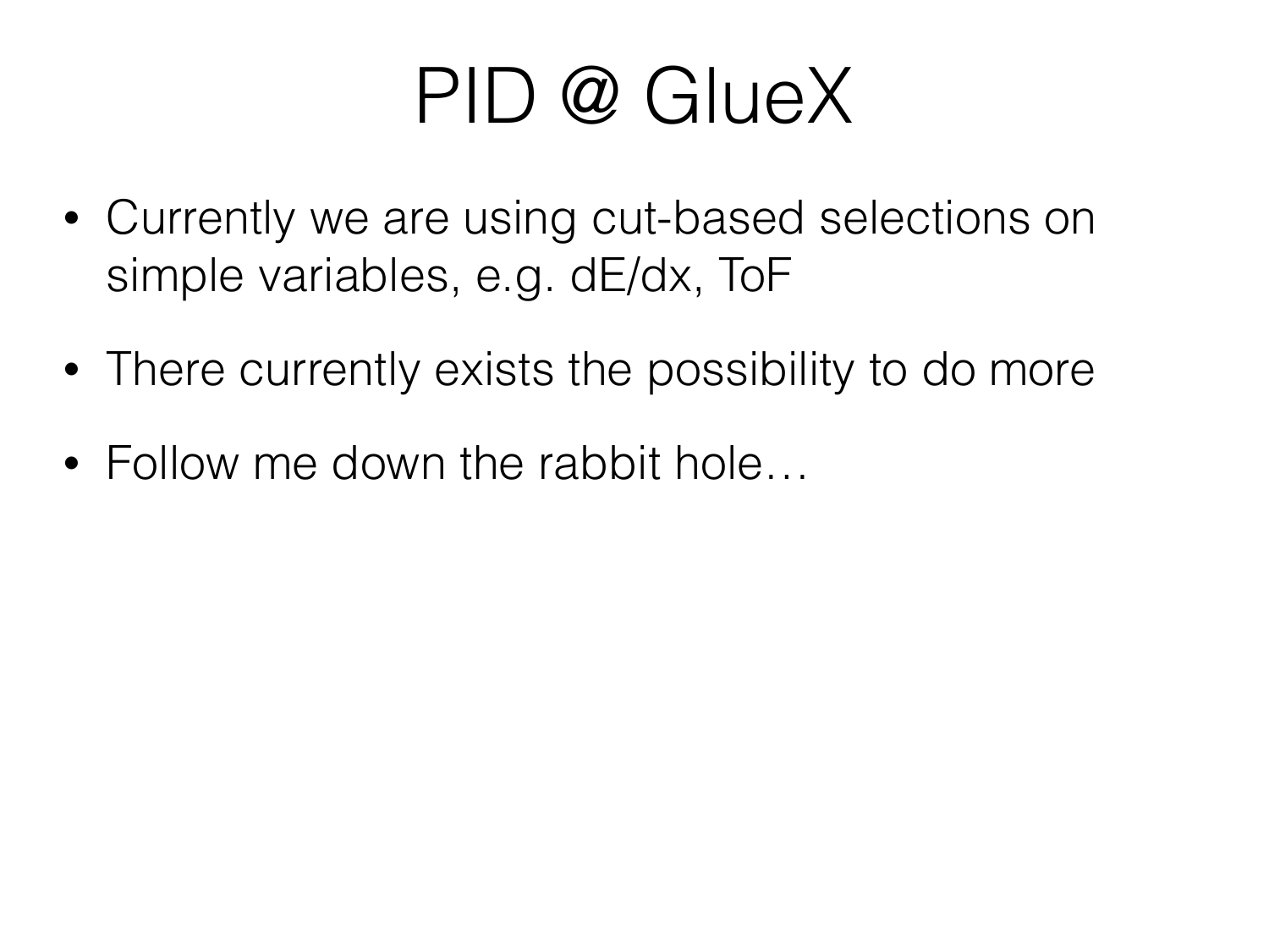# PID @ GlueX

- Currently we are using cut-based selections on simple variables, e.g. dE/dx, ToF
- There currently exists the possibility to do more
- Follow me down the rabbit hole…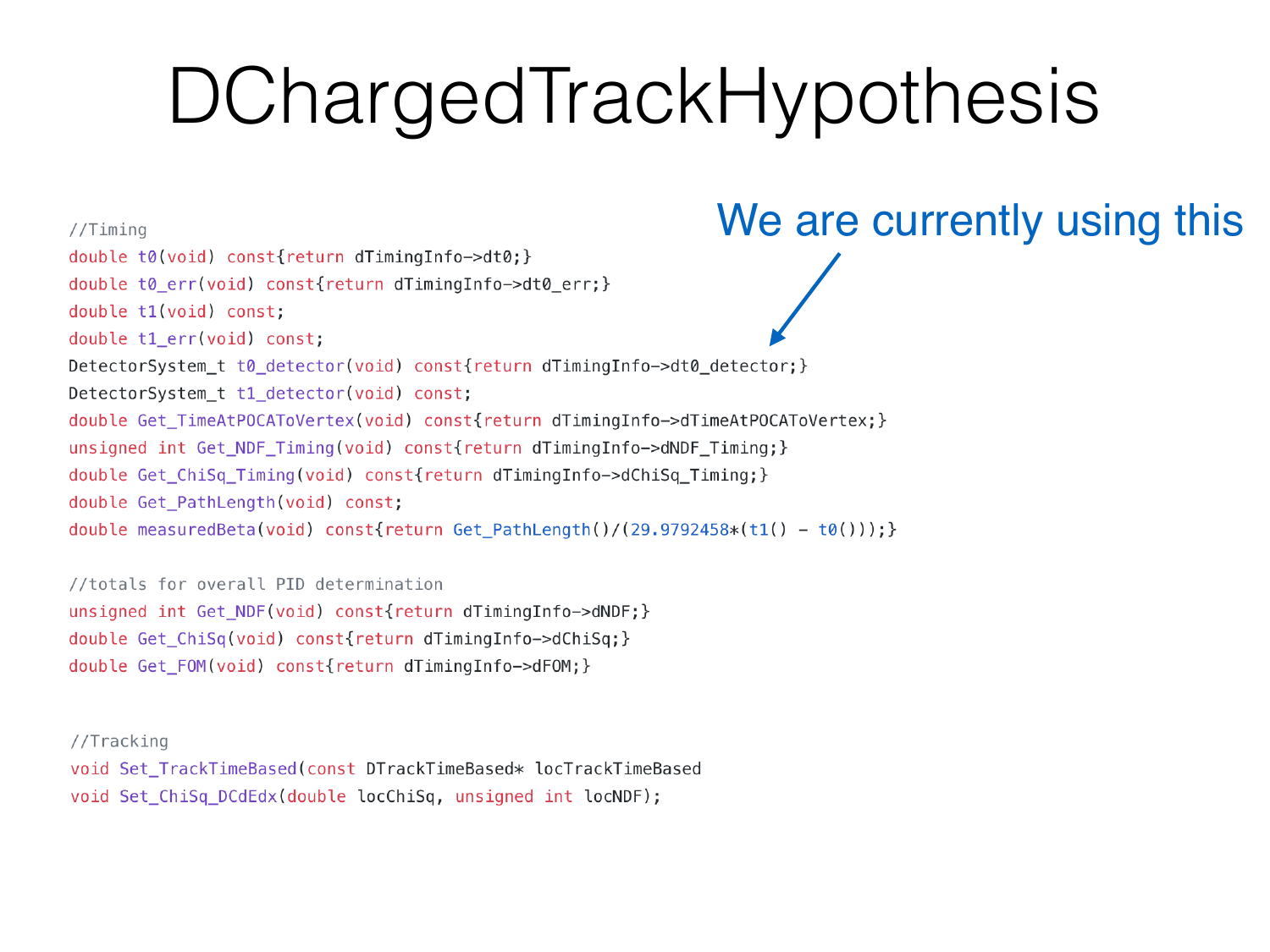# DChargedTrackHypothesis

We are currently using this → `DetectorSystem_t t0_detector(void) const{return dTimingInfo->dt0_detector;}`

```
//Timing
double t0(void) const{return dTimingInfo->dt0;}
double t0_err(void) const{return dTimingInfo->dt0_err;}
double t1(void) const;
double t1_err(void) const;
DetectorSystem_t t0_detector(void) const{return dTimingInfo->dt0_detector;}
DetectorSystem_t t1_detector(void) const;
double Get_TimeAtPOCAToVertex(void) const{return dTimingInfo->dTimeAtPOCAToVertex;}
unsigned int Get_NDF_Timing(void) const{return dTimingInfo->dNDF_Timing;}
double Get_ChiSq_Timing(void) const{return dTimingInfo->dChiSq_Timing;}
double Get_PathLength(void) const;
double measuredBeta(void) const{return Get_PathLength()/(29.9792458*(t1() - t0()));}

//totals for overall PID determination
unsigned int Get_NDF(void) const{return dTimingInfo->dNDF;}
double Get_ChiSq(void) const{return dTimingInfo->dChiSq;}
double Get_FOM(void) const{return dTimingInfo->dFOM;}


//Tracking
void Set_TrackTimeBased(const DTrackTimeBased* locTrackTimeBased
void Set_ChiSq_DCdEdx(double locChiSq, unsigned int locNDF);
```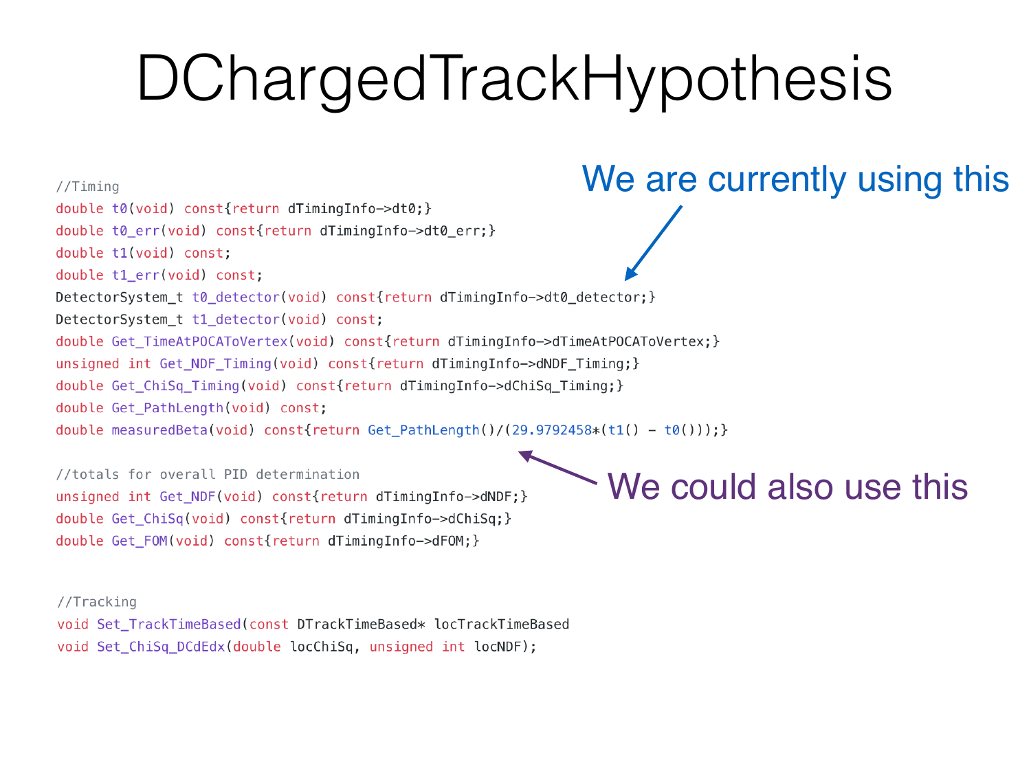# DChargedTrackHypothesis

We are currently using this

```
//Timing
double t0(void) const{return dTimingInfo->dt0;}
double t0_err(void) const{return dTimingInfo->dt0_err;}
double t1(void) const;
double t1_err(void) const;
DetectorSystem_t t0_detector(void) const{return dTimingInfo->dt0_detector;}
DetectorSystem_t t1_detector(void) const;
double Get_TimeAtPOCAToVertex(void) const{return dTimingInfo->dTimeAtPOCAToVertex;}
unsigned int Get_NDF_Timing(void) const{return dTimingInfo->dNDF_Timing;}
double Get_ChiSq_Timing(void) const{return dTimingInfo->dChiSq_Timing;}
double Get_PathLength(void) const;
double measuredBeta(void) const{return Get_PathLength()/(29.9792458*(t1() - t0()));}

//totals for overall PID determination
unsigned int Get_NDF(void) const{return dTimingInfo->dNDF;}
double Get_ChiSq(void) const{return dTimingInfo->dChiSq;}
double Get_FOM(void) const{return dTimingInfo->dFOM;}


//Tracking
void Set_TrackTimeBased(const DTrackTimeBased* locTrackTimeBased
void Set_ChiSq_DCdEdx(double locChiSq, unsigned int locNDF);
```

We could also use this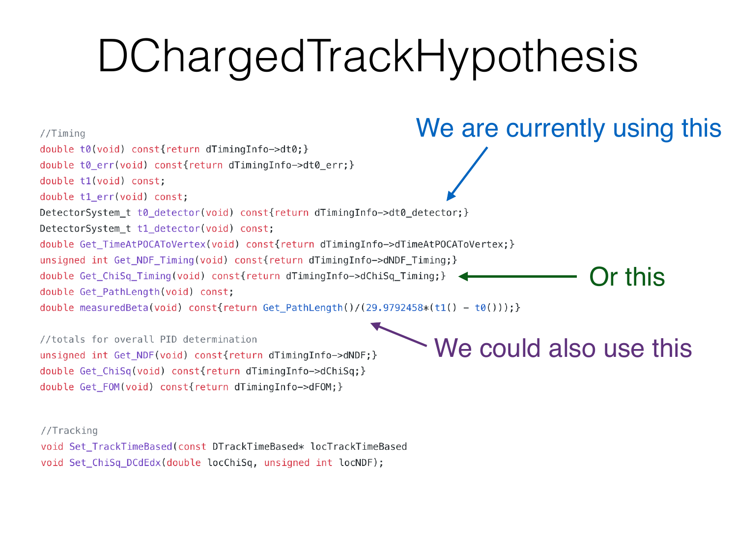# DChargedTrackHypothesis

```
//Timing
double t0(void) const{return dTimingInfo->dt0;}
double t0_err(void) const{return dTimingInfo->dt0_err;}
double t1(void) const;
double t1_err(void) const;
DetectorSystem_t t0_detector(void) const{return dTimingInfo->dt0_detector;}
DetectorSystem_t t1_detector(void) const;
double Get_TimeAtPOCAToVertex(void) const{return dTimingInfo->dTimeAtPOCAToVertex;}
unsigned int Get_NDF_Timing(void) const{return dTimingInfo->dNDF_Timing;}
double Get_ChiSq_Timing(void) const{return dTimingInfo->dChiSq_Timing;}
double Get_PathLength(void) const;
double measuredBeta(void) const{return Get_PathLength()/(29.9792458*(t1() - t0()));}

//totals for overall PID determination
unsigned int Get_NDF(void) const{return dTimingInfo->dNDF;}
double Get_ChiSq(void) const{return dTimingInfo->dChiSq;}
double Get_FOM(void) const{return dTimingInfo->dFOM;}


//Tracking
void Set_TrackTimeBased(const DTrackTimeBased* locTrackTimeBased
void Set_ChiSq_DCdEdx(double locChiSq, unsigned int locNDF);
```

We are currently using this (→ `t0_detector`)

Or this (→ `Get_ChiSq_Timing`)

We could also use this (→ `measuredBeta`)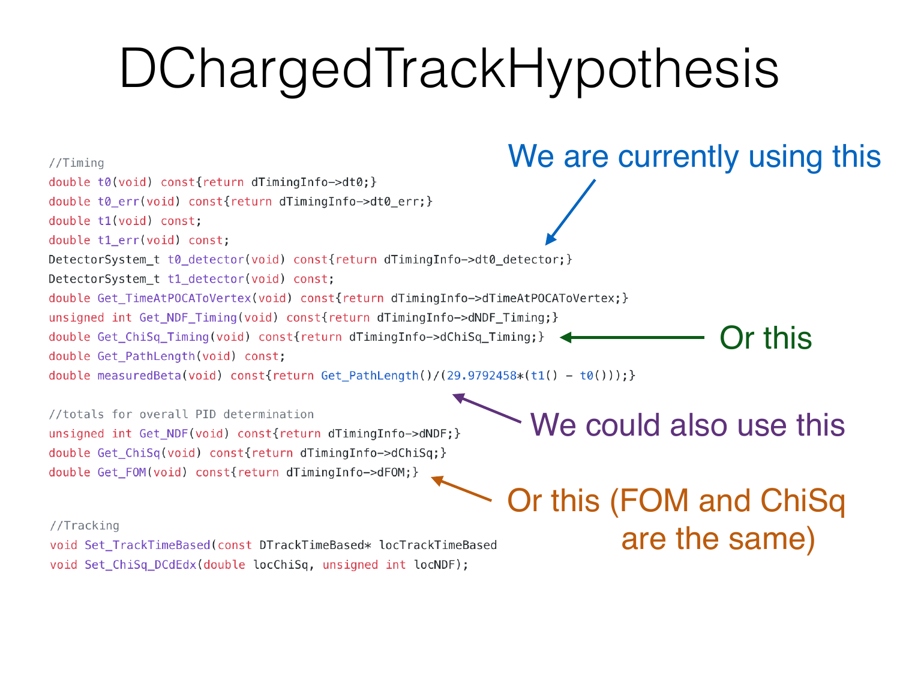# DChargedTrackHypothesis

```
//Timing
double t0(void) const{return dTimingInfo->dt0;}
double t0_err(void) const{return dTimingInfo->dt0_err;}
double t1(void) const;
double t1_err(void) const;
DetectorSystem_t t0_detector(void) const{return dTimingInfo->dt0_detector;}
DetectorSystem_t t1_detector(void) const;
double Get_TimeAtPOCAToVertex(void) const{return dTimingInfo->dTimeAtPOCAToVertex;}
unsigned int Get_NDF_Timing(void) const{return dTimingInfo->dNDF_Timing;}
double Get_ChiSq_Timing(void) const{return dTimingInfo->dChiSq_Timing;}
double Get_PathLength(void) const;
double measuredBeta(void) const{return Get_PathLength()/(29.9792458*(t1() - t0()));}

//totals for overall PID determination
unsigned int Get_NDF(void) const{return dTimingInfo->dNDF;}
double Get_ChiSq(void) const{return dTimingInfo->dChiSq;}
double Get_FOM(void) const{return dTimingInfo->dFOM;}


//Tracking
void Set_TrackTimeBased(const DTrackTimeBased* locTrackTimeBased
void Set_ChiSq_DCdEdx(double locChiSq, unsigned int locNDF);
```

We are currently using this (`t0_detector`)

Or this (`Get_ChiSq_Timing`)

We could also use this (`measuredBeta`)

Or this (FOM and ChiSq are the same) (`Get_FOM`)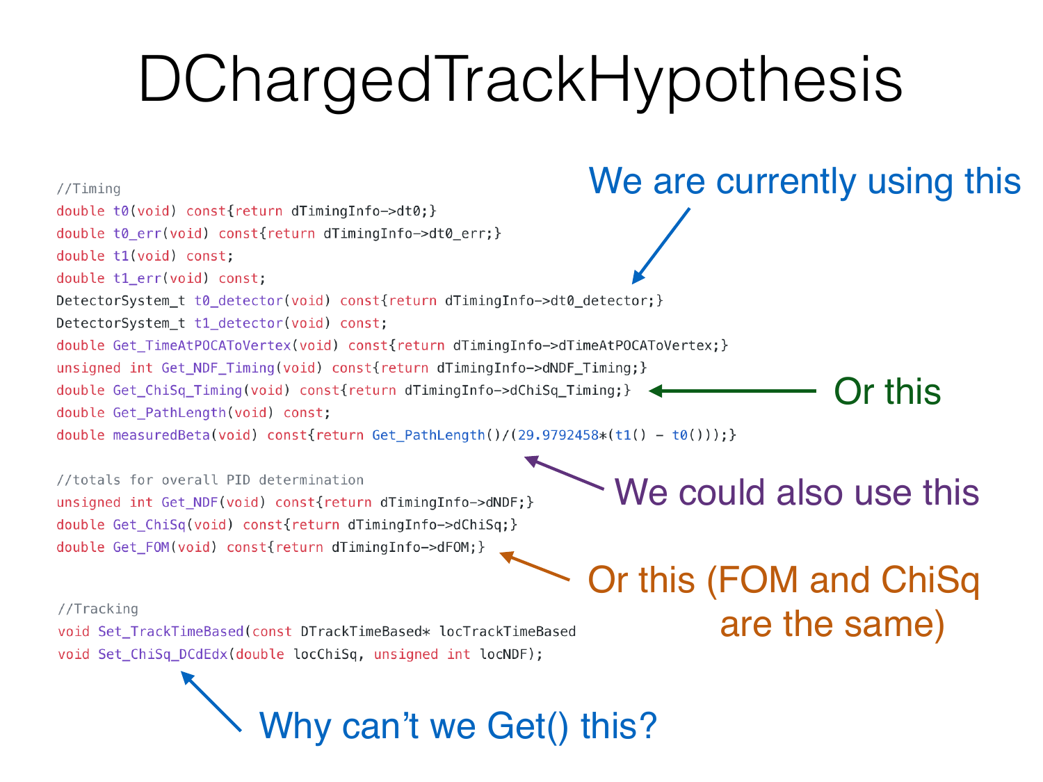# DChargedTrackHypothesis

```
//Timing
double t0(void) const{return dTimingInfo->dt0;}
double t0_err(void) const{return dTimingInfo->dt0_err;}
double t1(void) const;
double t1_err(void) const;
DetectorSystem_t t0_detector(void) const{return dTimingInfo->dt0_detector;}
DetectorSystem_t t1_detector(void) const;
double Get_TimeAtPOCAToVertex(void) const{return dTimingInfo->dTimeAtPOCAToVertex;}
unsigned int Get_NDF_Timing(void) const{return dTimingInfo->dNDF_Timing;}
double Get_ChiSq_Timing(void) const{return dTimingInfo->dChiSq_Timing;}
double Get_PathLength(void) const;
double measuredBeta(void) const{return Get_PathLength()/(29.9792458*(t1() - t0()));}

//totals for overall PID determination
unsigned int Get_NDF(void) const{return dTimingInfo->dNDF;}
double Get_ChiSq(void) const{return dTimingInfo->dChiSq;}
double Get_FOM(void) const{return dTimingInfo->dFOM;}

//Tracking
void Set_TrackTimeBased(const DTrackTimeBased* locTrackTimeBased
void Set_ChiSq_DCdEdx(double locChiSq, unsigned int locNDF);
```

We are currently using this (t0_detector)

Or this (Get_ChiSq_Timing)

We could also use this (measuredBeta)

Or this (FOM and ChiSq are the same)

Why can't we Get() this? (Set_ChiSq_DCdEdx)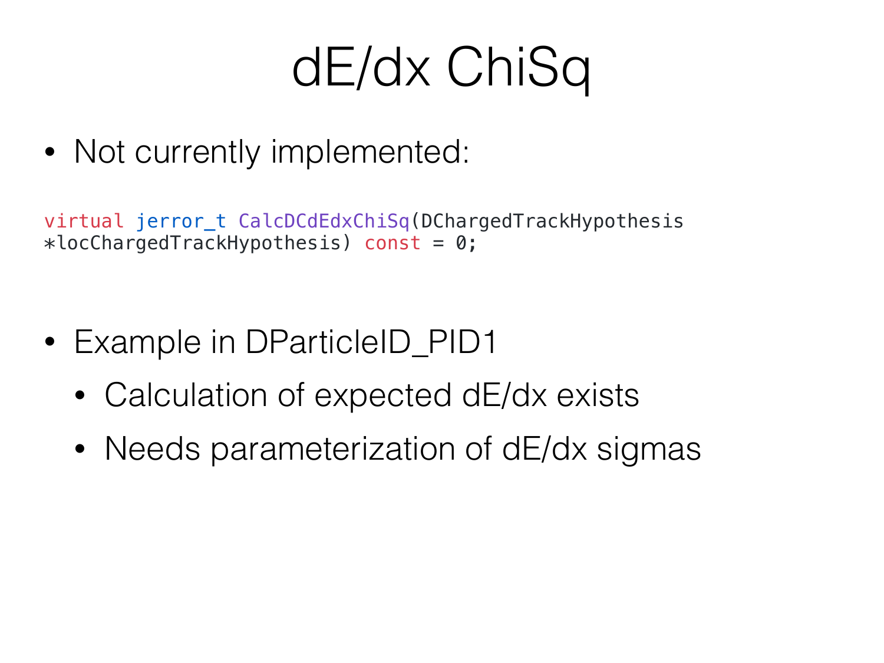# dE/dx ChiSq

- Not currently implemented:

```
virtual jerror_t CalcDCdEdxChiSq(DChargedTrackHypothesis
*locChargedTrackHypothesis) const = 0;
```

- Example in DParticleID_PID1
    - Calculation of expected dE/dx exists
    - Needs parameterization of dE/dx sigmas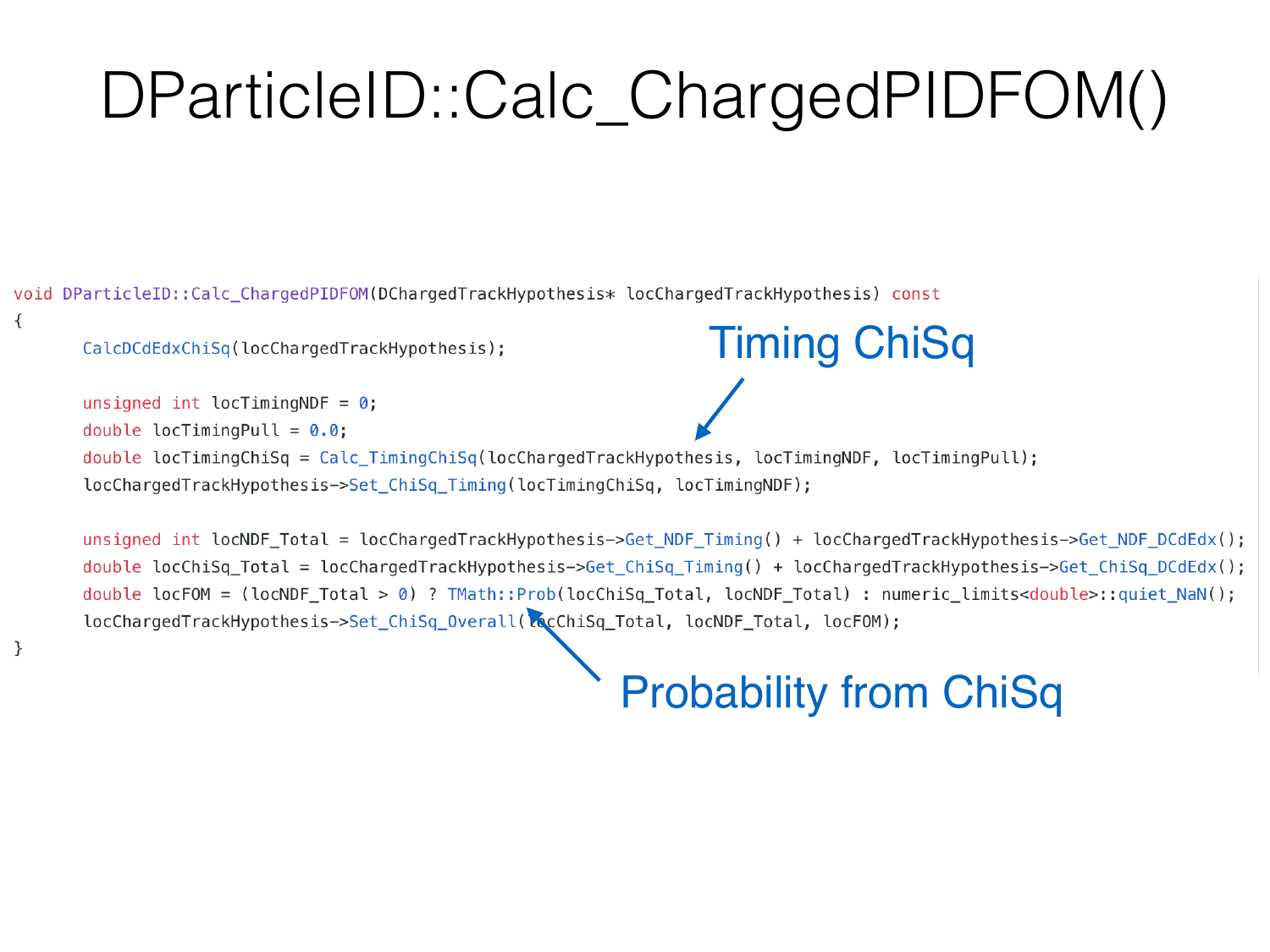# DParticleID::Calc_ChargedPIDFOM()

```
void DParticleID::Calc_ChargedPIDFOM(DChargedTrackHypothesis* locChargedTrackHypothesis) const
{
	CalcDCdEdxChiSq(locChargedTrackHypothesis);

	unsigned int locTimingNDF = 0;
	double locTimingPull = 0.0;
	double locTimingChiSq = Calc_TimingChiSq(locChargedTrackHypothesis, locTimingNDF, locTimingPull);
	locChargedTrackHypothesis->Set_ChiSq_Timing(locTimingChiSq, locTimingNDF);

	unsigned int locNDF_Total = locChargedTrackHypothesis->Get_NDF_Timing() + locChargedTrackHypothesis->Get_NDF_DCdEdx();
	double locChiSq_Total = locChargedTrackHypothesis->Get_ChiSq_Timing() + locChargedTrackHypothesis->Get_ChiSq_DCdEdx();
	double locFOM = (locNDF_Total > 0) ? TMath::Prob(locChiSq_Total, locNDF_Total) : numeric_limits<double>::quiet_NaN();
	locChargedTrackHypothesis->Set_ChiSq_Overall(locChiSq_Total, locNDF_Total, locFOM);
}
```

Timing ChiSq

Probability from ChiSq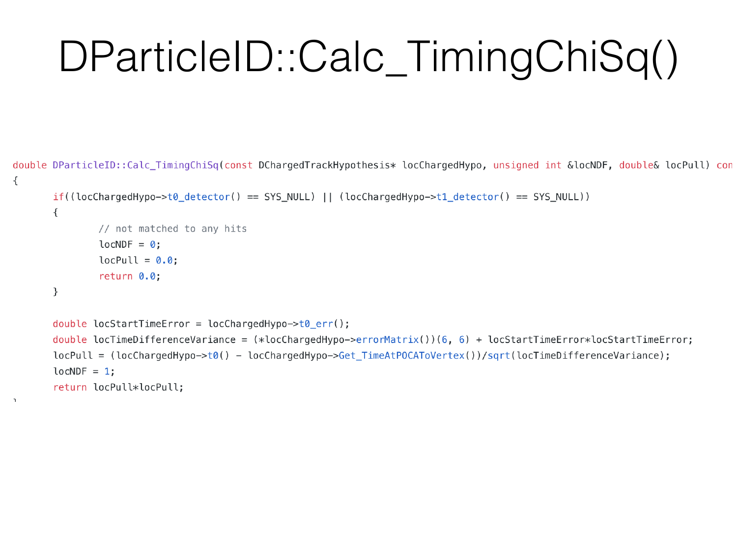# DParticleID::Calc_TimingChiSq()

```
double DParticleID::Calc_TimingChiSq(const DChargedTrackHypothesis* locChargedHypo, unsigned int &locNDF, double& locPull) con
{
	if((locChargedHypo->t0_detector() == SYS_NULL) || (locChargedHypo->t1_detector() == SYS_NULL))
	{
		// not matched to any hits
		locNDF = 0;
		locPull = 0.0;
		return 0.0;
	}

	double locStartTimeError = locChargedHypo->t0_err();
	double locTimeDifferenceVariance = (*locChargedHypo->errorMatrix())(6, 6) + locStartTimeError*locStartTimeError;
	locPull = (locChargedHypo->t0() - locChargedHypo->Get_TimeAtPOCAToVertex())/sqrt(locTimeDifferenceVariance);
	locNDF = 1;
	return locPull*locPull;
}
```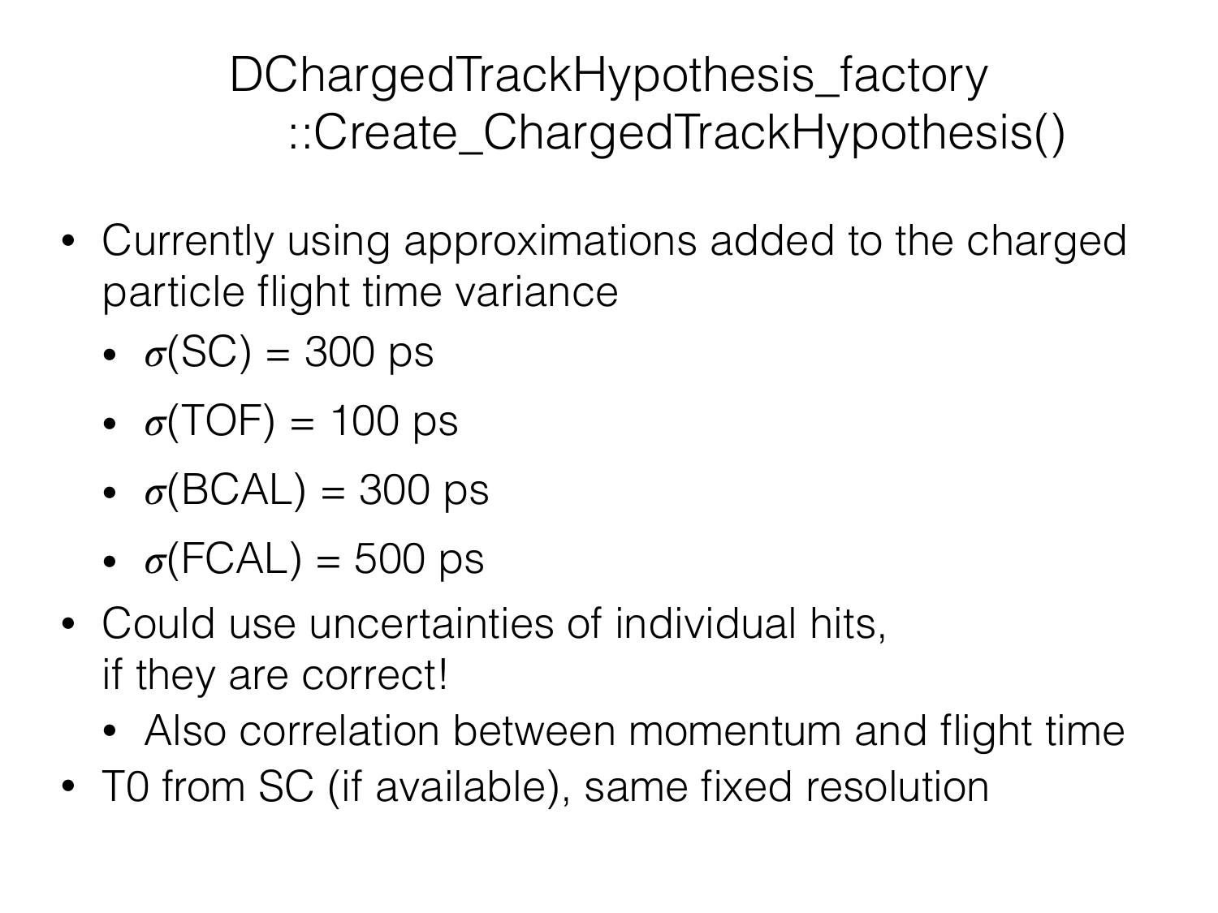# DChargedTrackHypothesis_factory ::Create_ChargedTrackHypothesis()

- Currently using approximations added to the charged particle flight time variance
  - $\sigma$(SC) = 300 ps
  - $\sigma$(TOF) = 100 ps
  - $\sigma$(BCAL) = 300 ps
  - $\sigma$(FCAL) = 500 ps
- Could use uncertainties of individual hits, if they are correct!
  - Also correlation between momentum and flight time
- T0 from SC (if available), same fixed resolution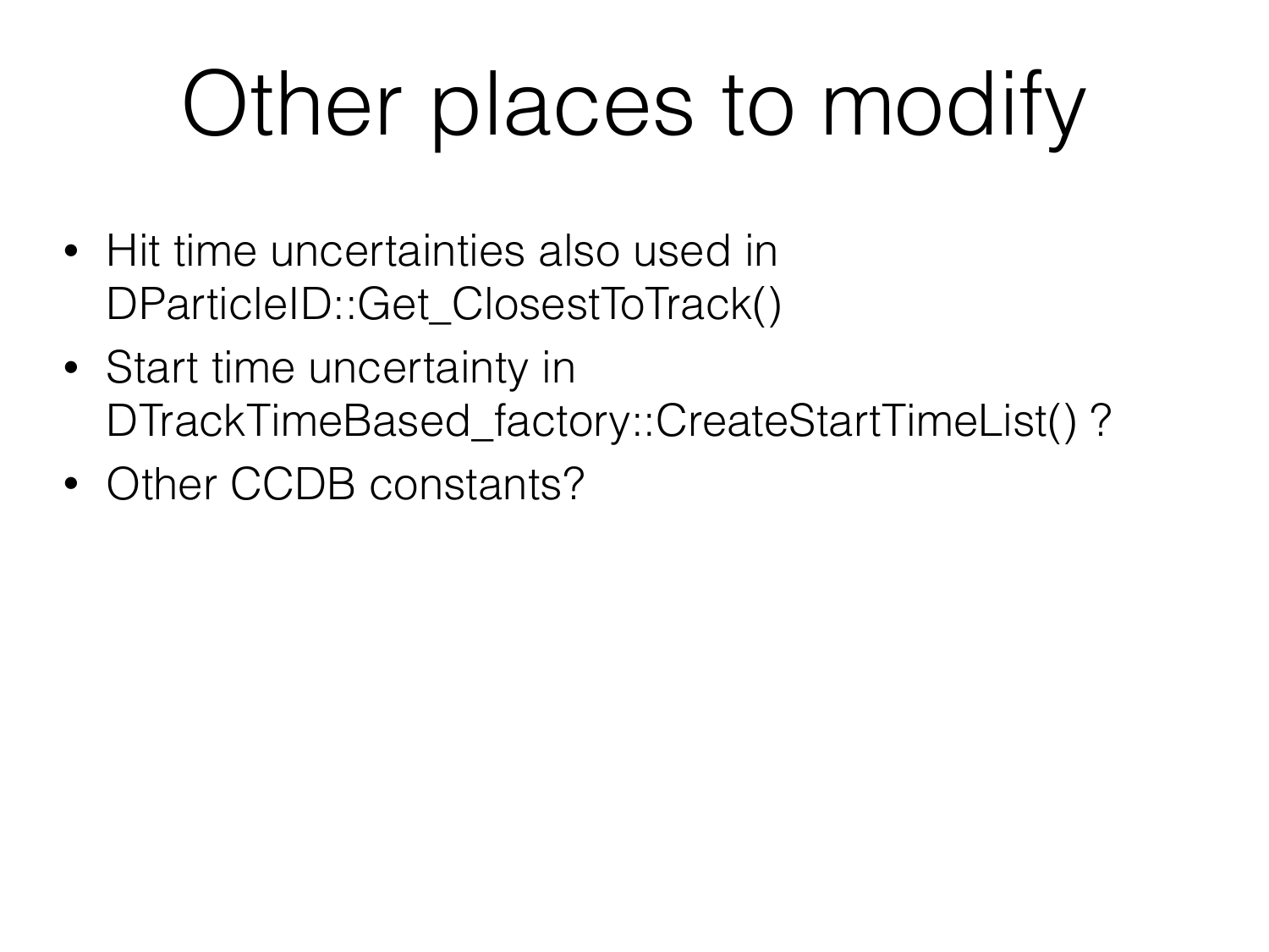# Other places to modify

- Hit time uncertainties also used in DParticleID::Get_ClosestToTrack()
- Start time uncertainty in DTrackTimeBased_factory::CreateStartTimeList() ?
- Other CCDB constants?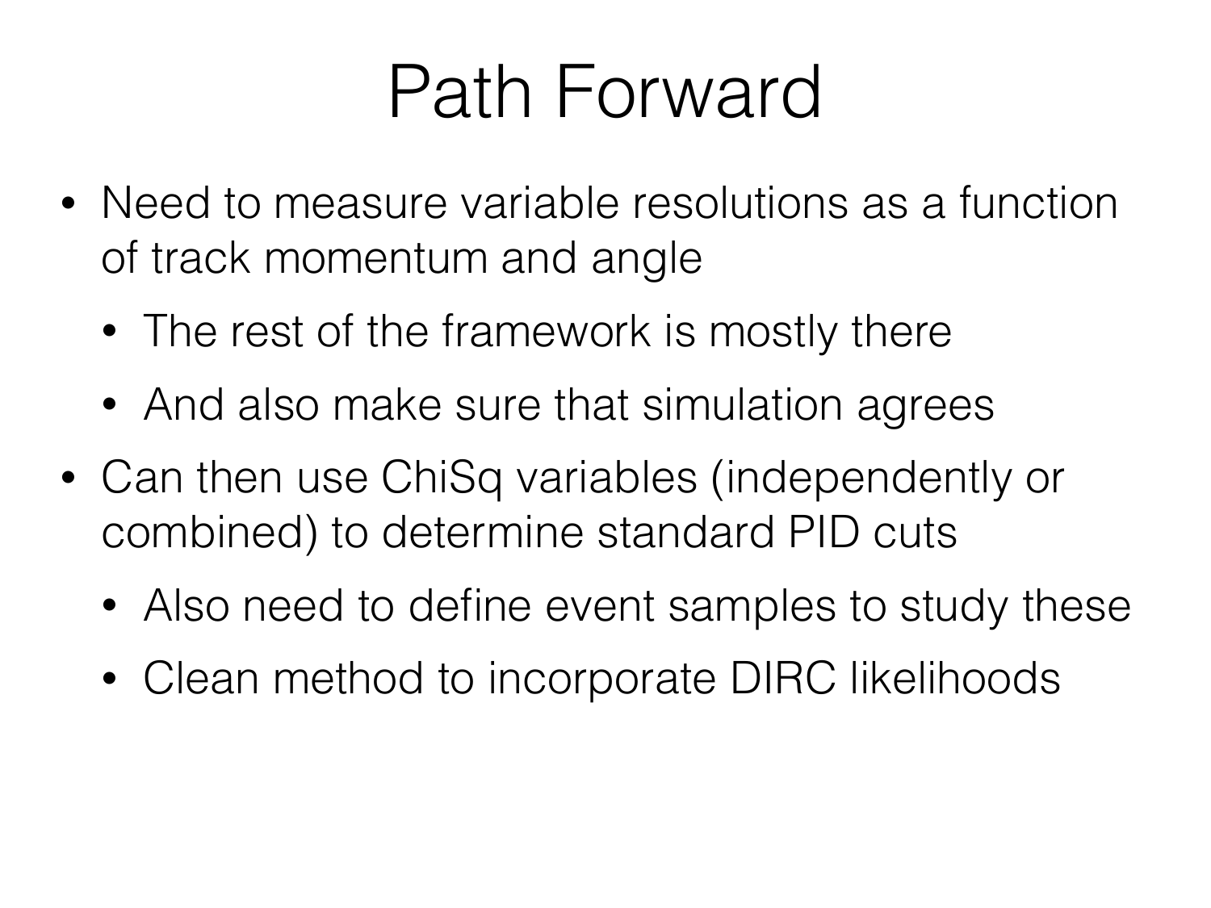# Path Forward

- Need to measure variable resolutions as a function of track momentum and angle
  - The rest of the framework is mostly there
  - And also make sure that simulation agrees
- Can then use ChiSq variables (independently or combined) to determine standard PID cuts
  - Also need to define event samples to study these
  - Clean method to incorporate DIRC likelihoods